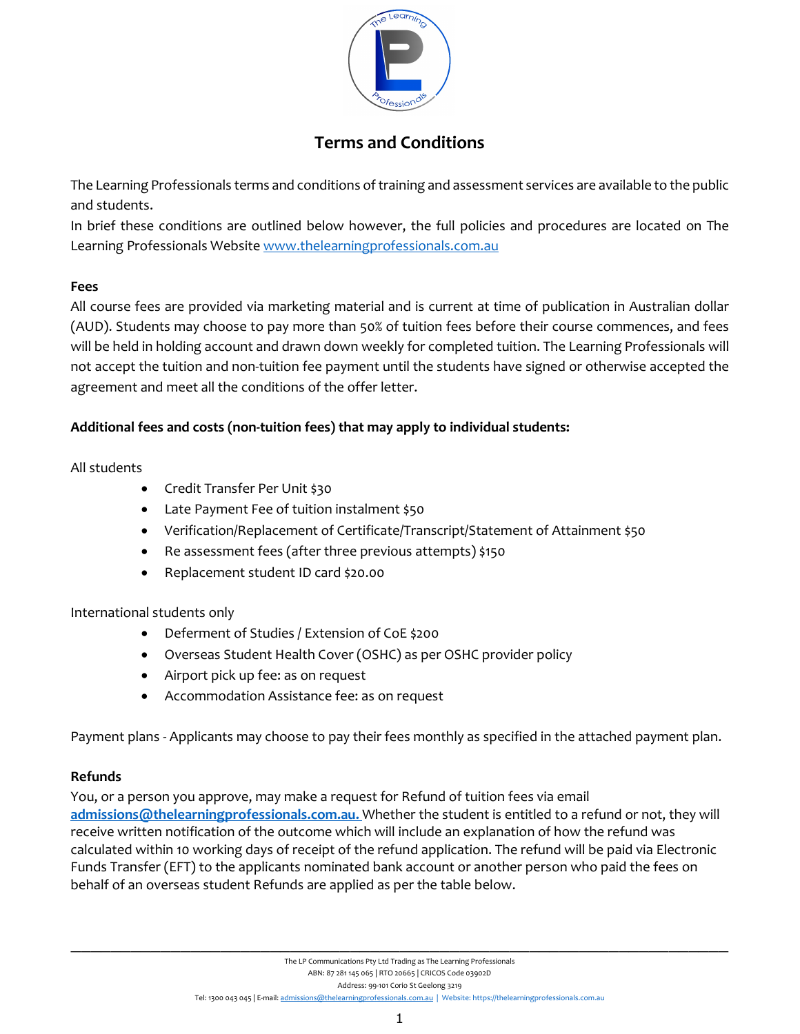# Terms and Conditions

The Learning Professionals terms and conditions of training and assessment services are available to the public and students.

In brief these conditions are outlined below however, the full policies and procedures are located on The Learning Professionals Website www.thelearningprofessionals.com.au

**Fees**

All course fees are provided via marketing material and is current at time of publication in Australian dollar (AUD). Students may choose to pay more than 50% of tuition fees before their course commences, and fees will be held in holding account and drawn down weekly for completed tuition. The Learning Professionals will not accept the tuition and non-tuition fee payment until the students have signed or otherwise accepted the agreement and meet all the conditions of the offer letter.

**Additional fees and costs (non-tuition fees) that may apply to individual students:**

All students

- Credit Transfer Per Unit $30
- Late Payment Fee of tuition instalment $50
- Verification/Replacement of Certificate/Transcript/Statement of Attainment $50
- Re assessment fees (after three previous attempts) $150
- Replacement student ID card $20.00

International students only

- Deferment of Studies / Extension of CoE $200
- Overseas Student Health Cover (OSHC) as per OSHC provider policy
- Airport pick up fee: as on request
- Accommodation Assistance fee: as on request

Payment plans - Applicants may choose to pay their fees monthly as specified in the attached payment plan.

**Refunds**

You, or a person you approve, may make a request for Refund of tuition fees via email **admissions@thelearningprofessionals.com.au.** Whether the student is entitled to a refund or not, they will receive written notification of the outcome which will include an explanation of how the refund was calculated within 10 working days of receipt of the refund application. The refund will be paid via Electronic Funds Transfer (EFT) to the applicants nominated bank account or another person who paid the fees on behalf of an overseas student Refunds are applied as per the table below.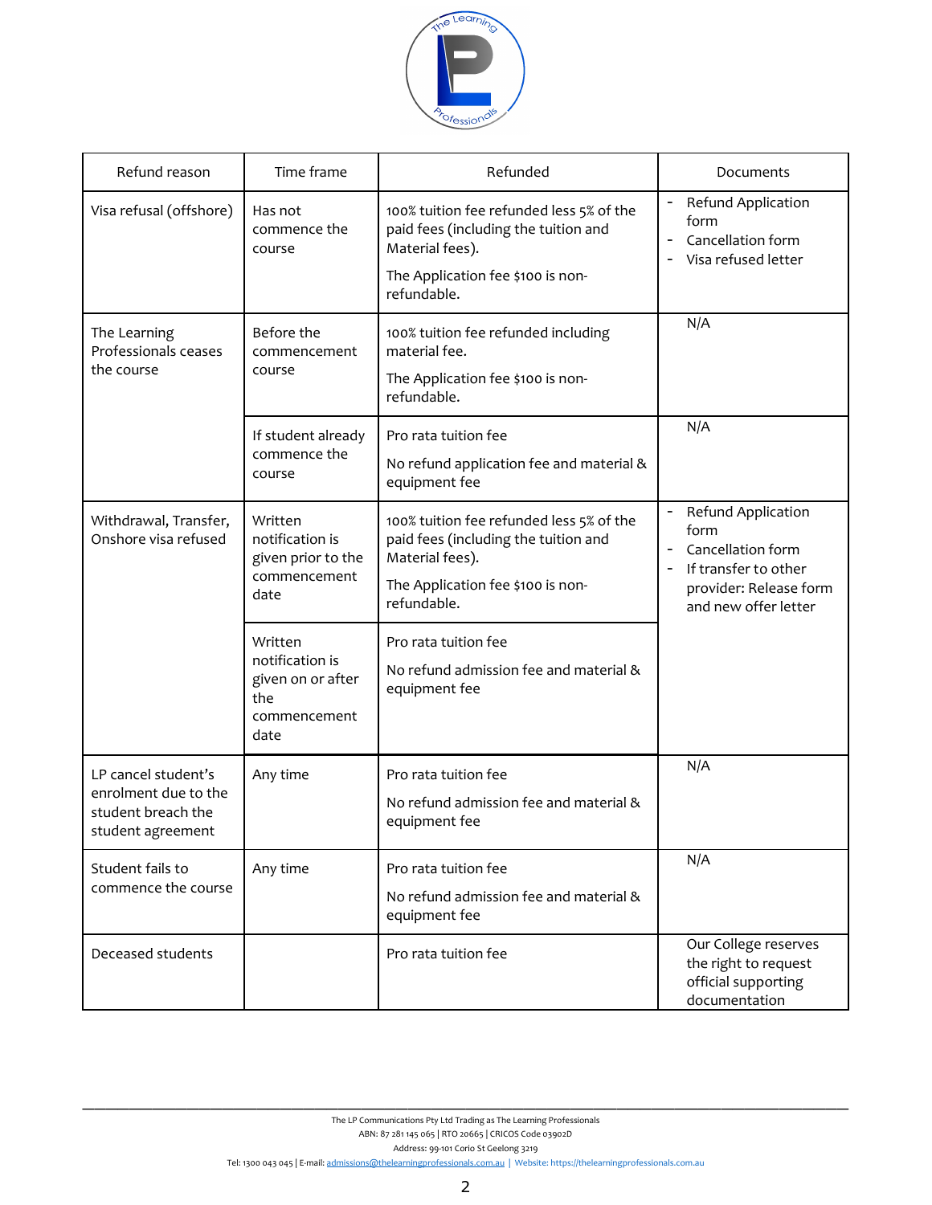| Refund reason | Time frame | Refunded | Documents |
|---|---|---|---|
| Visa refusal (offshore) | Has not commence the course | 100% tuition fee refunded less 5% of the paid fees (including the tuition and Material fees). The Application fee $100 is non-refundable. | - Refund Application form - Cancellation form - Visa refused letter |
| The Learning Professionals ceases the course | Before the commencement course | 100% tuition fee refunded including material fee. The Application fee $100 is non-refundable. | N/A |
| | If student already commence the course | Pro rata tuition fee No refund application fee and material & equipment fee | N/A |
| Withdrawal, Transfer, Onshore visa refused | Written notification is given prior to the commencement date | 100% tuition fee refunded less 5% of the paid fees (including the tuition and Material fees). The Application fee $100 is non-refundable. | - Refund Application form - Cancellation form - If transfer to other provider: Release form and new offer letter |
| | Written notification is given on or after the commencement date | Pro rata tuition fee No refund admission fee and material & equipment fee | |
| LP cancel student's enrolment due to the student breach the student agreement | Any time | Pro rata tuition fee No refund admission fee and material & equipment fee | N/A |
| Student fails to commence the course | Any time | Pro rata tuition fee No refund admission fee and material & equipment fee | N/A |
| Deceased students | | Pro rata tuition fee | Our College reserves the right to request official supporting documentation |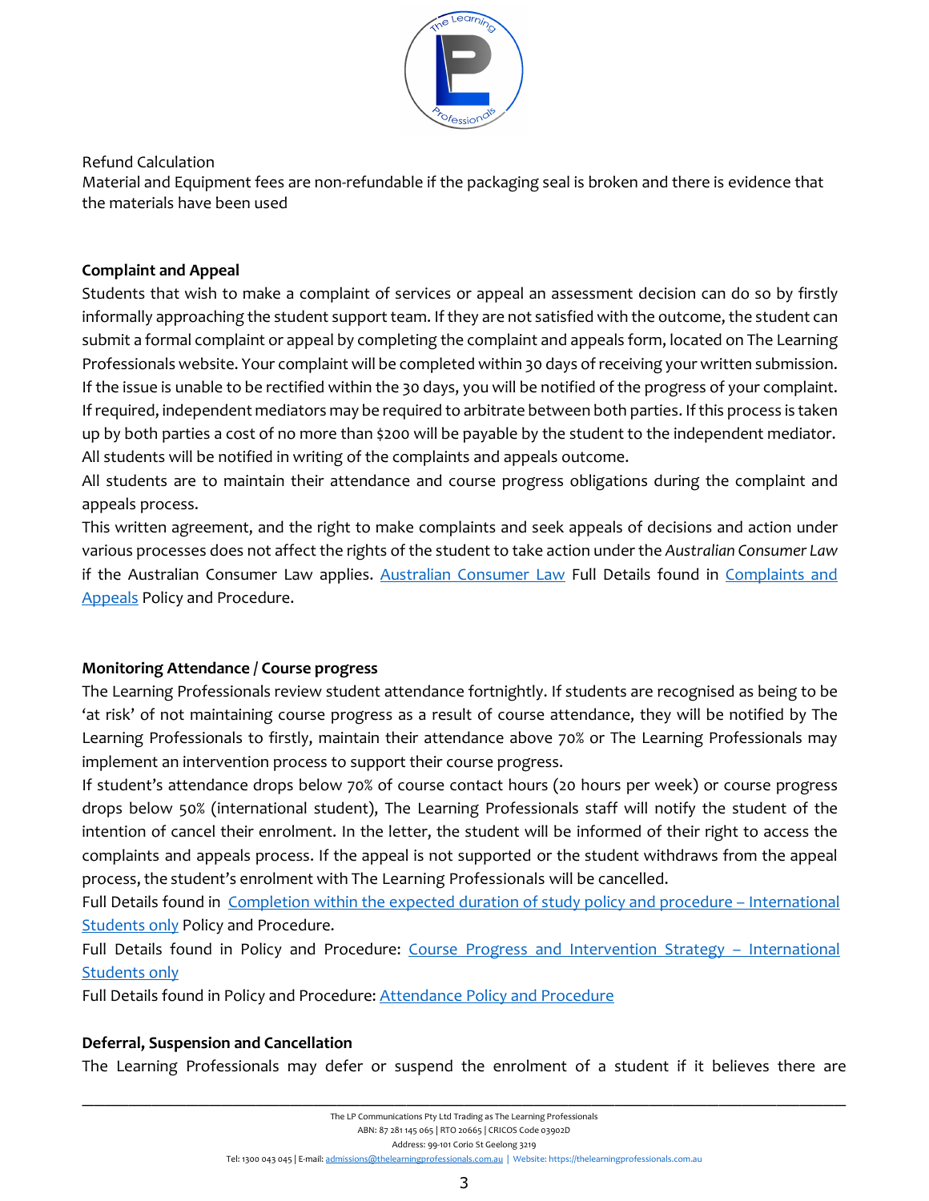Refund Calculation
Material and Equipment fees are non-refundable if the packaging seal is broken and there is evidence that the materials have been used

**Complaint and Appeal**

Students that wish to make a complaint of services or appeal an assessment decision can do so by firstly informally approaching the student support team. If they are not satisfied with the outcome, the student can submit a formal complaint or appeal by completing the complaint and appeals form, located on The Learning Professionals website. Your complaint will be completed within 30 days of receiving your written submission. If the issue is unable to be rectified within the 30 days, you will be notified of the progress of your complaint. If required, independent mediators may be required to arbitrate between both parties. If this process is taken up by both parties a cost of no more than $200 will be payable by the student to the independent mediator. All students will be notified in writing of the complaints and appeals outcome.

All students are to maintain their attendance and course progress obligations during the complaint and appeals process.

This written agreement, and the right to make complaints and seek appeals of decisions and action under various processes does not affect the rights of the student to take action under the *Australian Consumer Law* if the Australian Consumer Law applies. Australian Consumer Law Full Details found in Complaints and Appeals Policy and Procedure.

**Monitoring Attendance / Course progress**

The Learning Professionals review student attendance fortnightly. If students are recognised as being to be 'at risk' of not maintaining course progress as a result of course attendance, they will be notified by The Learning Professionals to firstly, maintain their attendance above 70% or The Learning Professionals may implement an intervention process to support their course progress.

If student's attendance drops below 70% of course contact hours (20 hours per week) or course progress drops below 50% (international student), The Learning Professionals staff will notify the student of the intention of cancel their enrolment. In the letter, the student will be informed of their right to access the complaints and appeals process. If the appeal is not supported or the student withdraws from the appeal process, the student's enrolment with The Learning Professionals will be cancelled.

Full Details found in Completion within the expected duration of study policy and procedure – International Students only Policy and Procedure.

Full Details found in Policy and Procedure: Course Progress and Intervention Strategy – International Students only

Full Details found in Policy and Procedure: Attendance Policy and Procedure

**Deferral, Suspension and Cancellation**

The Learning Professionals may defer or suspend the enrolment of a student if it believes there are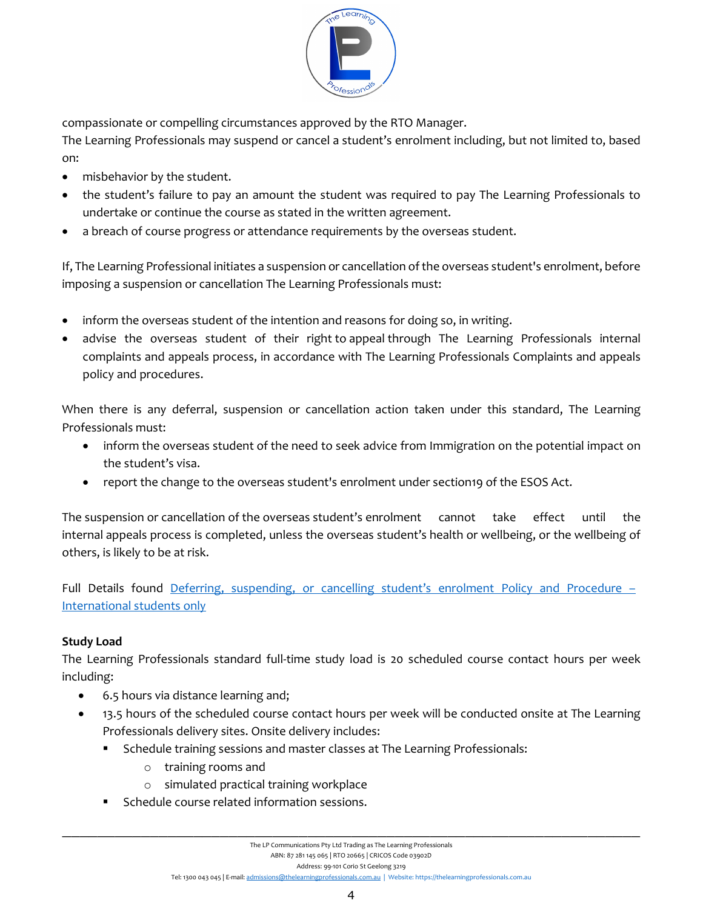compassionate or compelling circumstances approved by the RTO Manager.

The Learning Professionals may suspend or cancel a student's enrolment including, but not limited to, based on:

- misbehavior by the student.
- the student's failure to pay an amount the student was required to pay The Learning Professionals to undertake or continue the course as stated in the written agreement.
- a breach of course progress or attendance requirements by the overseas student.

If, The Learning Professional initiates a suspension or cancellation of the overseas student's enrolment, before imposing a suspension or cancellation The Learning Professionals must:

- inform the overseas student of the intention and reasons for doing so, in writing.
- advise the overseas student of their right to appeal through The Learning Professionals internal complaints and appeals process, in accordance with The Learning Professionals Complaints and appeals policy and procedures.

When there is any deferral, suspension or cancellation action taken under this standard, The Learning Professionals must:

- inform the overseas student of the need to seek advice from Immigration on the potential impact on the student's visa.
- report the change to the overseas student's enrolment under section19 of the ESOS Act.

The suspension or cancellation of the overseas student's enrolment cannot take effect until the internal appeals process is completed, unless the overseas student's health or wellbeing, or the wellbeing of others, is likely to be at risk.

Full Details found [Deferring, suspending, or cancelling student's enrolment Policy and Procedure – International students only]

**Study Load**

The Learning Professionals standard full-time study load is 20 scheduled course contact hours per week including:

- 6.5 hours via distance learning and;
- 13.5 hours of the scheduled course contact hours per week will be conducted onsite at The Learning Professionals delivery sites. Onsite delivery includes:
  - Schedule training sessions and master classes at The Learning Professionals:
    - training rooms and
    - simulated practical training workplace
  - Schedule course related information sessions.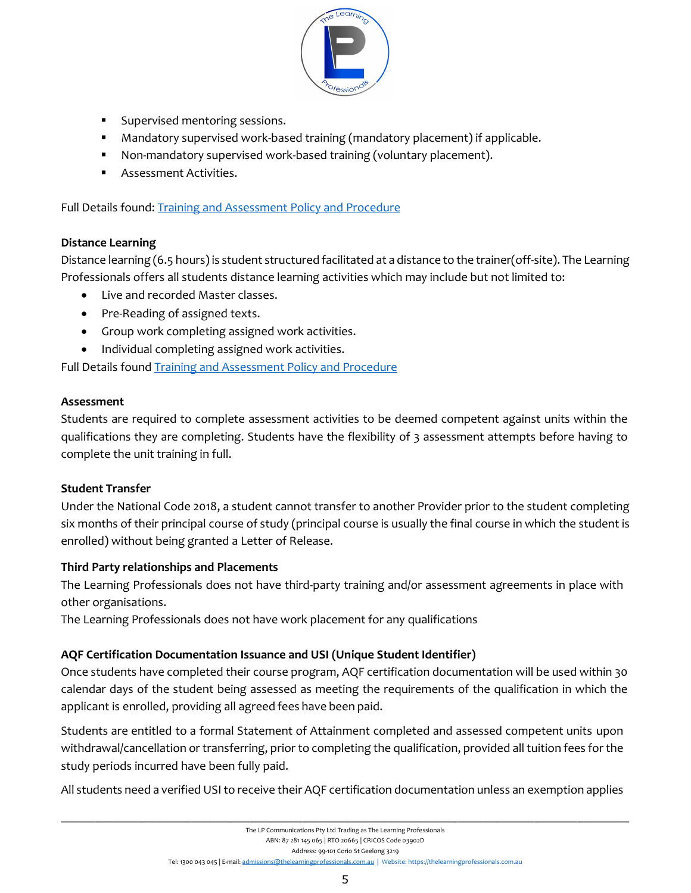- Supervised mentoring sessions.
- Mandatory supervised work-based training (mandatory placement) if applicable.
- Non-mandatory supervised work-based training (voluntary placement).
- Assessment Activities.

Full Details found: [Training and Assessment Policy and Procedure]()

**Distance Learning**

Distance learning (6.5 hours) is student structured facilitated at a distance to the trainer(off-site). The Learning Professionals offers all students distance learning activities which may include but not limited to:

- Live and recorded Master classes.
- Pre-Reading of assigned texts.
- Group work completing assigned work activities.
- Individual completing assigned work activities.

Full Details found [Training and Assessment Policy and Procedure]()

**Assessment**

Students are required to complete assessment activities to be deemed competent against units within the qualifications they are completing. Students have the flexibility of 3 assessment attempts before having to complete the unit training in full.

**Student Transfer**

Under the National Code 2018, a student cannot transfer to another Provider prior to the student completing six months of their principal course of study (principal course is usually the final course in which the student is enrolled) without being granted a Letter of Release.

**Third Party relationships and Placements**

The Learning Professionals does not have third-party training and/or assessment agreements in place with other organisations.

The Learning Professionals does not have work placement for any qualifications

**AQF Certification Documentation Issuance and USI (Unique Student Identifier)**

Once students have completed their course program, AQF certification documentation will be used within 30 calendar days of the student being assessed as meeting the requirements of the qualification in which the applicant is enrolled, providing all agreed fees have been paid.

Students are entitled to a formal Statement of Attainment completed and assessed competent units upon withdrawal/cancellation or transferring, prior to completing the qualification, provided all tuition fees for the study periods incurred have been fully paid.

All students need a verified USI to receive their AQF certification documentation unless an exemption applies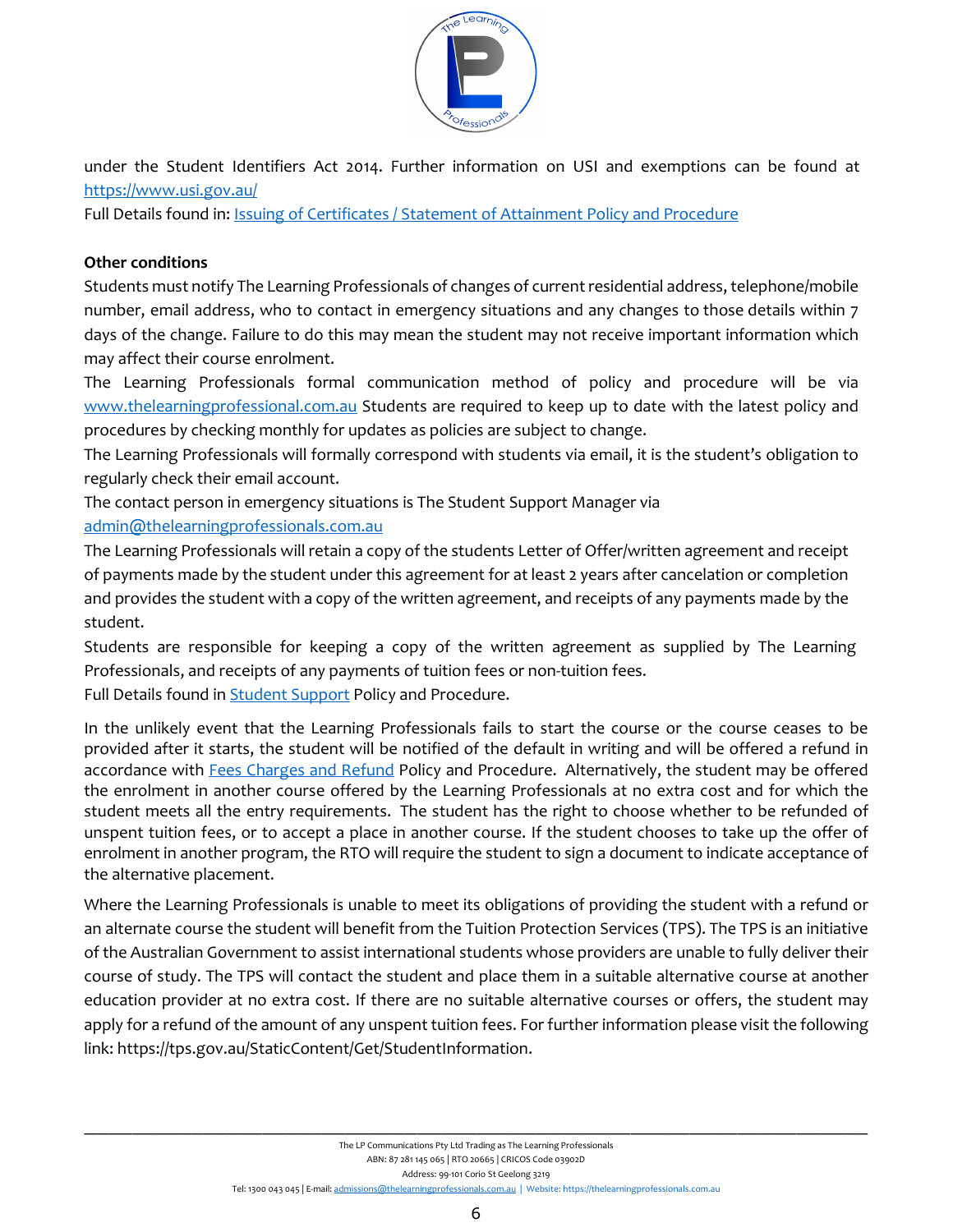under the Student Identifiers Act 2014. Further information on USI and exemptions can be found at https://www.usi.gov.au/

Full Details found in: Issuing of Certificates / Statement of Attainment Policy and Procedure

**Other conditions**

Students must notify The Learning Professionals of changes of current residential address, telephone/mobile number, email address, who to contact in emergency situations and any changes to those details within 7 days of the change. Failure to do this may mean the student may not receive important information which may affect their course enrolment.

The Learning Professionals formal communication method of policy and procedure will be via www.thelearningprofessional.com.au Students are required to keep up to date with the latest policy and procedures by checking monthly for updates as policies are subject to change.

The Learning Professionals will formally correspond with students via email, it is the student's obligation to regularly check their email account.

The contact person in emergency situations is The Student Support Manager via admin@thelearningprofessionals.com.au

The Learning Professionals will retain a copy of the students Letter of Offer/written agreement and receipt of payments made by the student under this agreement for at least 2 years after cancelation or completion and provides the student with a copy of the written agreement, and receipts of any payments made by the student.

Students are responsible for keeping a copy of the written agreement as supplied by The Learning Professionals, and receipts of any payments of tuition fees or non-tuition fees.

Full Details found in Student Support Policy and Procedure.

In the unlikely event that the Learning Professionals fails to start the course or the course ceases to be provided after it starts, the student will be notified of the default in writing and will be offered a refund in accordance with Fees Charges and Refund Policy and Procedure. Alternatively, the student may be offered the enrolment in another course offered by the Learning Professionals at no extra cost and for which the student meets all the entry requirements. The student has the right to choose whether to be refunded of unspent tuition fees, or to accept a place in another course. If the student chooses to take up the offer of enrolment in another program, the RTO will require the student to sign a document to indicate acceptance of the alternative placement.

Where the Learning Professionals is unable to meet its obligations of providing the student with a refund or an alternate course the student will benefit from the Tuition Protection Services (TPS). The TPS is an initiative of the Australian Government to assist international students whose providers are unable to fully deliver their course of study. The TPS will contact the student and place them in a suitable alternative course at another education provider at no extra cost. If there are no suitable alternative courses or offers, the student may apply for a refund of the amount of any unspent tuition fees. For further information please visit the following link: https://tps.gov.au/StaticContent/Get/StudentInformation.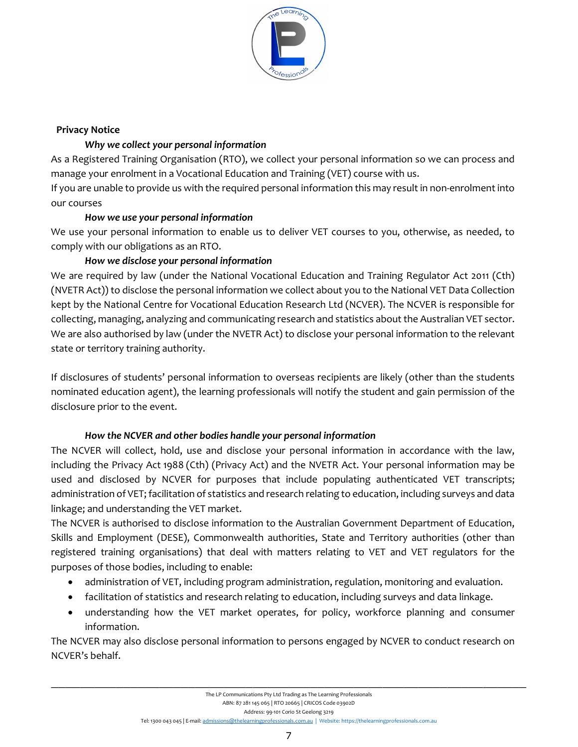## Privacy Notice

### *Why we collect your personal information*

As a Registered Training Organisation (RTO), we collect your personal information so we can process and manage your enrolment in a Vocational Education and Training (VET) course with us.

If you are unable to provide us with the required personal information this may result in non-enrolment into our courses

### *How we use your personal information*

We use your personal information to enable us to deliver VET courses to you, otherwise, as needed, to comply with our obligations as an RTO.

### *How we disclose your personal information*

We are required by law (under the National Vocational Education and Training Regulator Act 2011 (Cth) (NVETR Act)) to disclose the personal information we collect about you to the National VET Data Collection kept by the National Centre for Vocational Education Research Ltd (NCVER). The NCVER is responsible for collecting, managing, analyzing and communicating research and statistics about the Australian VET sector. We are also authorised by law (under the NVETR Act) to disclose your personal information to the relevant state or territory training authority.

If disclosures of students' personal information to overseas recipients are likely (other than the students nominated education agent), the learning professionals will notify the student and gain permission of the disclosure prior to the event.

### *How the NCVER and other bodies handle your personal information*

The NCVER will collect, hold, use and disclose your personal information in accordance with the law, including the Privacy Act 1988 (Cth) (Privacy Act) and the NVETR Act. Your personal information may be used and disclosed by NCVER for purposes that include populating authenticated VET transcripts; administration of VET; facilitation of statistics and research relating to education, including surveys and data linkage; and understanding the VET market.

The NCVER is authorised to disclose information to the Australian Government Department of Education, Skills and Employment (DESE), Commonwealth authorities, State and Territory authorities (other than registered training organisations) that deal with matters relating to VET and VET regulators for the purposes of those bodies, including to enable:

- administration of VET, including program administration, regulation, monitoring and evaluation.
- facilitation of statistics and research relating to education, including surveys and data linkage.
- understanding how the VET market operates, for policy, workforce planning and consumer information.

The NCVER may also disclose personal information to persons engaged by NCVER to conduct research on NCVER's behalf.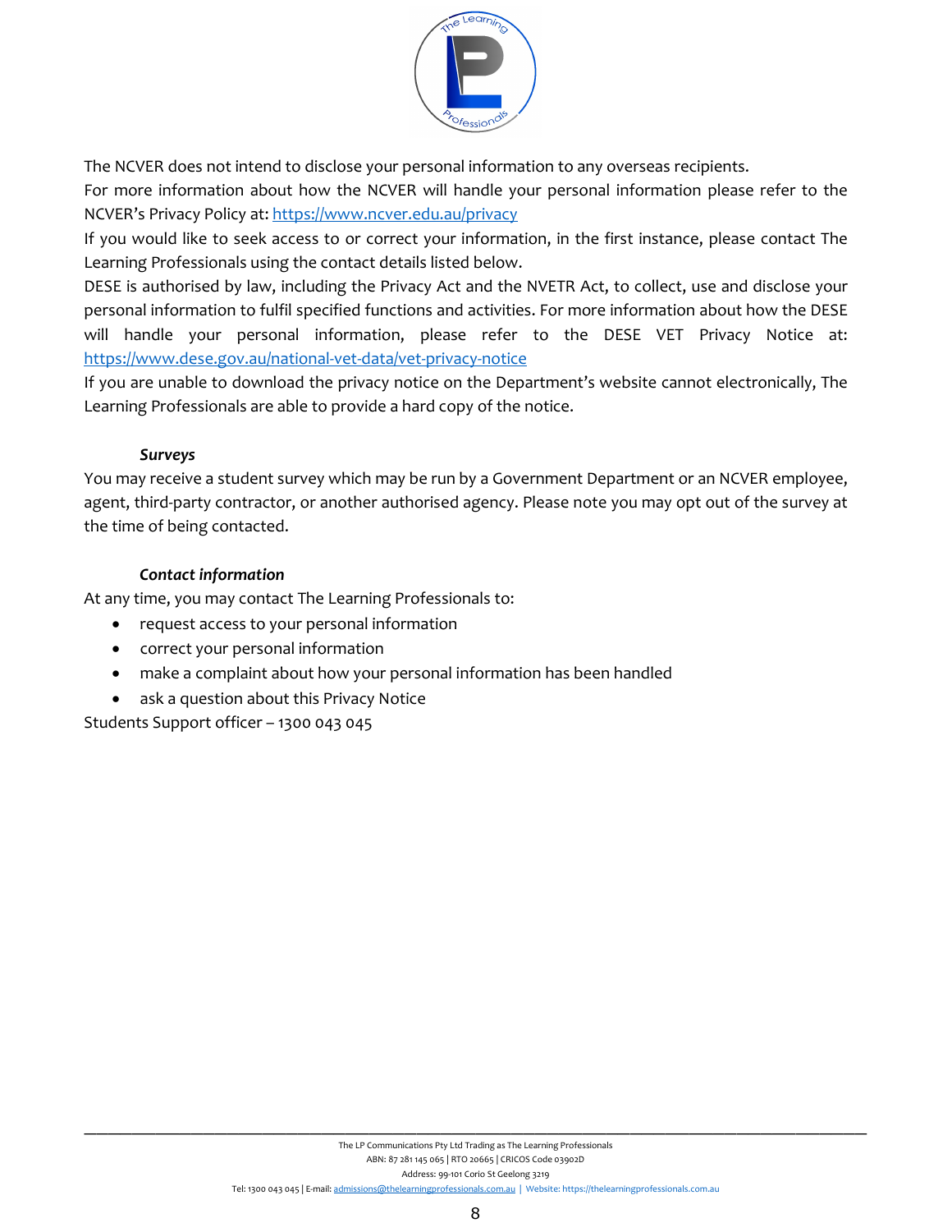The NCVER does not intend to disclose your personal information to any overseas recipients.

For more information about how the NCVER will handle your personal information please refer to the NCVER's Privacy Policy at: https://www.ncver.edu.au/privacy

If you would like to seek access to or correct your information, in the first instance, please contact The Learning Professionals using the contact details listed below.

DESE is authorised by law, including the Privacy Act and the NVETR Act, to collect, use and disclose your personal information to fulfil specified functions and activities. For more information about how the DESE will handle your personal information, please refer to the DESE VET Privacy Notice at: https://www.dese.gov.au/national-vet-data/vet-privacy-notice

If you are unable to download the privacy notice on the Department's website cannot electronically, The Learning Professionals are able to provide a hard copy of the notice.

***Surveys***

You may receive a student survey which may be run by a Government Department or an NCVER employee, agent, third-party contractor, or another authorised agency. Please note you may opt out of the survey at the time of being contacted.

***Contact information***

At any time, you may contact The Learning Professionals to:

- request access to your personal information
- correct your personal information
- make a complaint about how your personal information has been handled
- ask a question about this Privacy Notice

Students Support officer – 1300 043 045